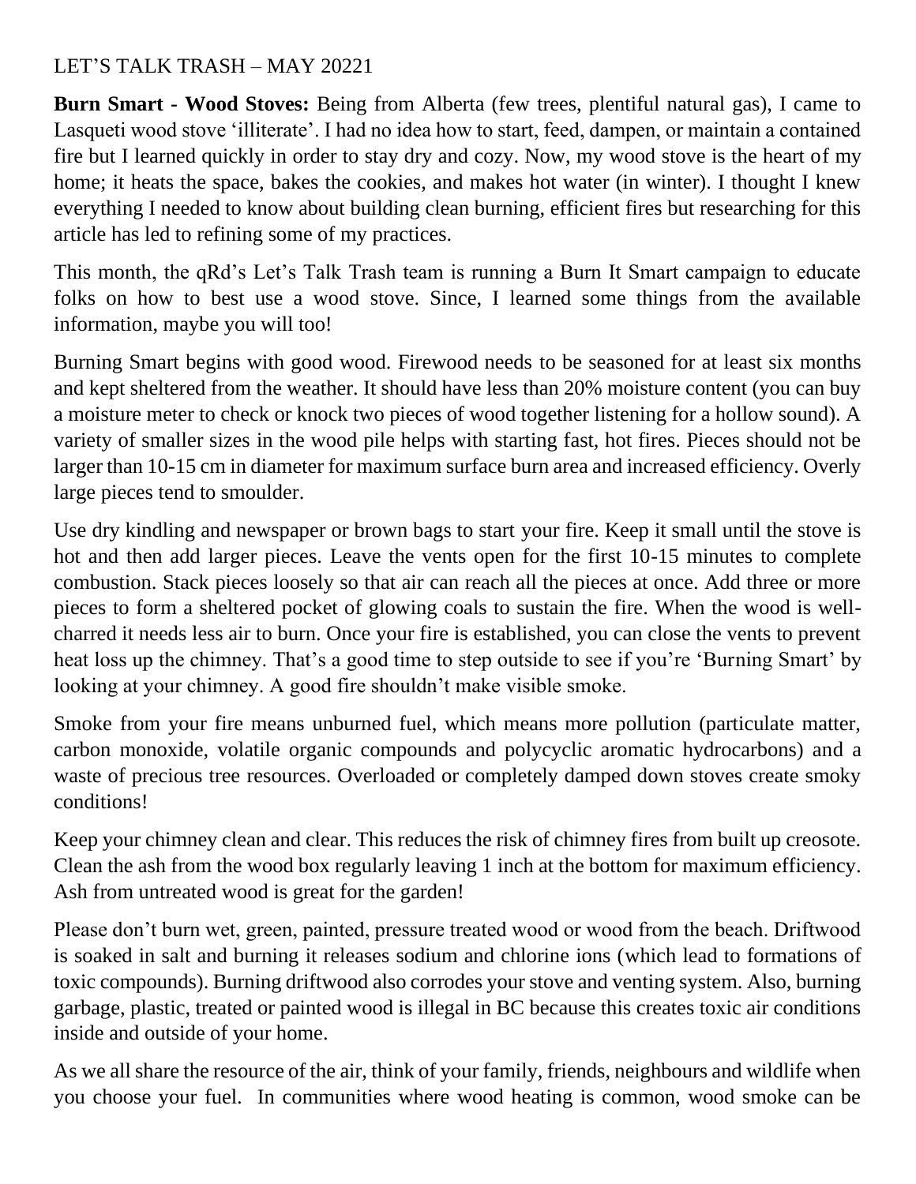LET'S TALK TRASH – MAY 20221

**Burn Smart - Wood Stoves:** Being from Alberta (few trees, plentiful natural gas), I came to Lasqueti wood stove 'illiterate'. I had no idea how to start, feed, dampen, or maintain a contained fire but I learned quickly in order to stay dry and cozy. Now, my wood stove is the heart of my home; it heats the space, bakes the cookies, and makes hot water (in winter). I thought I knew everything I needed to know about building clean burning, efficient fires but researching for this article has led to refining some of my practices.

This month, the qRd's Let's Talk Trash team is running a Burn It Smart campaign to educate folks on how to best use a wood stove. Since, I learned some things from the available information, maybe you will too!

Burning Smart begins with good wood. Firewood needs to be seasoned for at least six months and kept sheltered from the weather. It should have less than 20% moisture content (you can buy a moisture meter to check or knock two pieces of wood together listening for a hollow sound). A variety of smaller sizes in the wood pile helps with starting fast, hot fires. Pieces should not be larger than 10-15 cm in diameter for maximum surface burn area and increased efficiency. Overly large pieces tend to smoulder.

Use dry kindling and newspaper or brown bags to start your fire. Keep it small until the stove is hot and then add larger pieces. Leave the vents open for the first 10-15 minutes to complete combustion. Stack pieces loosely so that air can reach all the pieces at once. Add three or more pieces to form a sheltered pocket of glowing coals to sustain the fire. When the wood is well-charred it needs less air to burn. Once your fire is established, you can close the vents to prevent heat loss up the chimney. That's a good time to step outside to see if you're 'Burning Smart' by looking at your chimney. A good fire shouldn't make visible smoke.

Smoke from your fire means unburned fuel, which means more pollution (particulate matter, carbon monoxide, volatile organic compounds and polycyclic aromatic hydrocarbons) and a waste of precious tree resources. Overloaded or completely damped down stoves create smoky conditions!

Keep your chimney clean and clear. This reduces the risk of chimney fires from built up creosote. Clean the ash from the wood box regularly leaving 1 inch at the bottom for maximum efficiency. Ash from untreated wood is great for the garden!

Please don't burn wet, green, painted, pressure treated wood or wood from the beach. Driftwood is soaked in salt and burning it releases sodium and chlorine ions (which lead to formations of toxic compounds). Burning driftwood also corrodes your stove and venting system. Also, burning garbage, plastic, treated or painted wood is illegal in BC because this creates toxic air conditions inside and outside of your home.

As we all share the resource of the air, think of your family, friends, neighbours and wildlife when you choose your fuel. In communities where wood heating is common, wood smoke can be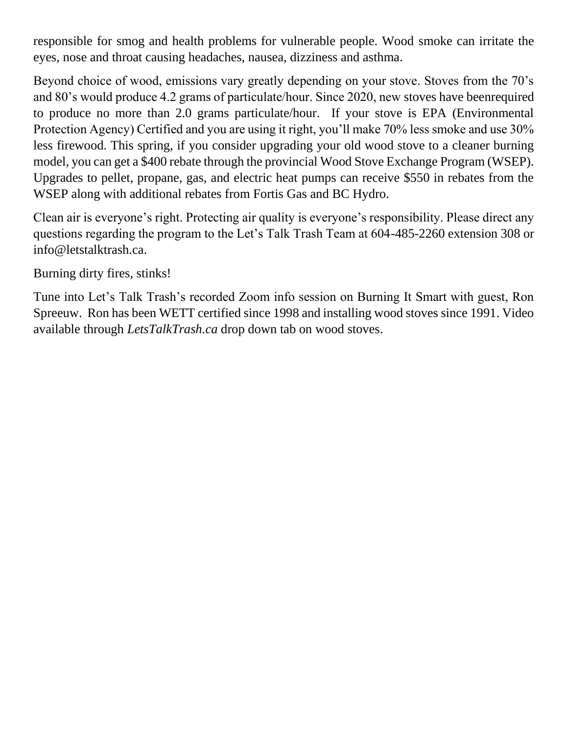responsible for smog and health problems for vulnerable people. Wood smoke can irritate the eyes, nose and throat causing headaches, nausea, dizziness and asthma.

Beyond choice of wood, emissions vary greatly depending on your stove. Stoves from the 70's and 80's would produce 4.2 grams of particulate/hour. Since 2020, new stoves have beenrequired to produce no more than 2.0 grams particulate/hour. If your stove is EPA (Environmental Protection Agency) Certified and you are using it right, you'll make 70% less smoke and use 30% less firewood. This spring, if you consider upgrading your old wood stove to a cleaner burning model, you can get a $400 rebate through the provincial Wood Stove Exchange Program (WSEP). Upgrades to pellet, propane, gas, and electric heat pumps can receive $550 in rebates from the WSEP along with additional rebates from Fortis Gas and BC Hydro.

Clean air is everyone's right. Protecting air quality is everyone's responsibility. Please direct any questions regarding the program to the Let's Talk Trash Team at 604-485-2260 extension 308 or info@letstalktrash.ca.

Burning dirty fires, stinks!

Tune into Let's Talk Trash's recorded Zoom info session on Burning It Smart with guest, Ron Spreeuw. Ron has been WETT certified since 1998 and installing wood stoves since 1991. Video available through *LetsTalkTrash.ca* drop down tab on wood stoves.